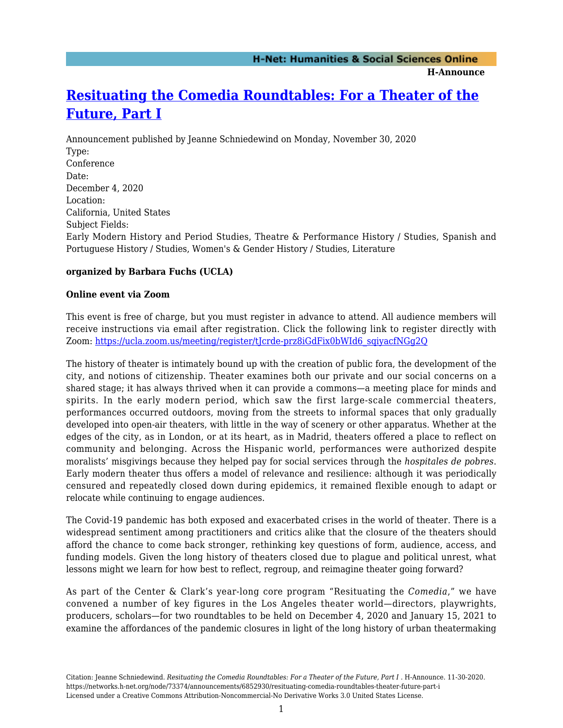# [Resituating the Comedia Roundtables: For a Theater of the Future, Part I](https://networks.h-net.org/node/73374/announcements/6852930/resituating-comedia-roundtables-theater-future-part-i)

Announcement published by Jeanne Schniedewind on Monday, November 30, 2020

Type:
Conference

Date:
December 4, 2020

Location:
California, United States

Subject Fields:
Early Modern History and Period Studies, Theatre & Performance History / Studies, Spanish and Portuguese History / Studies, Women's & Gender History / Studies, Literature

**organized by Barbara Fuchs (UCLA)**

**Online event via Zoom**

This event is free of charge, but you must register in advance to attend. All audience members will receive instructions via email after registration. Click the following link to register directly with Zoom: [https://ucla.zoom.us/meeting/register/tJcrde-prz8iGdFix0bWId6_sqiyacfNGg2Q](https://ucla.zoom.us/meeting/register/tJcrde-prz8iGdFix0bWId6_sqiyacfNGg2Q)

The history of theater is intimately bound up with the creation of public fora, the development of the city, and notions of citizenship. Theater examines both our private and our social concerns on a shared stage; it has always thrived when it can provide a commons—a meeting place for minds and spirits. In the early modern period, which saw the first large-scale commercial theaters, performances occurred outdoors, moving from the streets to informal spaces that only gradually developed into open-air theaters, with little in the way of scenery or other apparatus. Whether at the edges of the city, as in London, or at its heart, as in Madrid, theaters offered a place to reflect on community and belonging. Across the Hispanic world, performances were authorized despite moralists' misgivings because they helped pay for social services through the *hospitales de pobres*. Early modern theater thus offers a model of relevance and resilience: although it was periodically censured and repeatedly closed down during epidemics, it remained flexible enough to adapt or relocate while continuing to engage audiences.

The Covid-19 pandemic has both exposed and exacerbated crises in the world of theater. There is a widespread sentiment among practitioners and critics alike that the closure of the theaters should afford the chance to come back stronger, rethinking key questions of form, audience, access, and funding models. Given the long history of theaters closed due to plague and political unrest, what lessons might we learn for how best to reflect, regroup, and reimagine theater going forward?

As part of the Center & Clark's year-long core program "Resituating the *Comedia*," we have convened a number of key figures in the Los Angeles theater world—directors, playwrights, producers, scholars—for two roundtables to be held on December 4, 2020 and January 15, 2021 to examine the affordances of the pandemic closures in light of the long history of urban theatermaking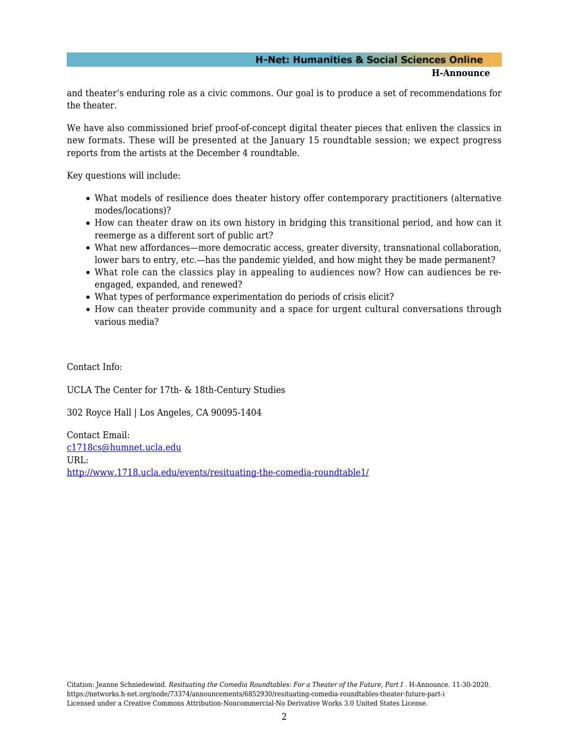and theater's enduring role as a civic commons. Our goal is to produce a set of recommendations for the theater.

We have also commissioned brief proof-of-concept digital theater pieces that enliven the classics in new formats. These will be presented at the January 15 roundtable session; we expect progress reports from the artists at the December 4 roundtable.

Key questions will include:

- What models of resilience does theater history offer contemporary practitioners (alternative modes/locations)?
- How can theater draw on its own history in bridging this transitional period, and how can it reemerge as a different sort of public art?
- What new affordances—more democratic access, greater diversity, transnational collaboration, lower bars to entry, etc.—has the pandemic yielded, and how might they be made permanent?
- What role can the classics play in appealing to audiences now? How can audiences be re-engaged, expanded, and renewed?
- What types of performance experimentation do periods of crisis elicit?
- How can theater provide community and a space for urgent cultural conversations through various media?

Contact Info:

UCLA The Center for 17th- & 18th-Century Studies

302 Royce Hall | Los Angeles, CA 90095-1404

Contact Email:
c1718cs@humnet.ucla.edu
URL:
http://www.1718.ucla.edu/events/resituating-the-comedia-roundtable1/

Citation: Jeanne Schniedewind. *Resituating the Comedia Roundtables: For a Theater of the Future, Part I* . H-Announce. 11-30-2020.
https://networks.h-net.org/node/73374/announcements/6852930/resituating-comedia-roundtables-theater-future-part-i
Licensed under a Creative Commons Attribution-Noncommercial-No Derivative Works 3.0 United States License.